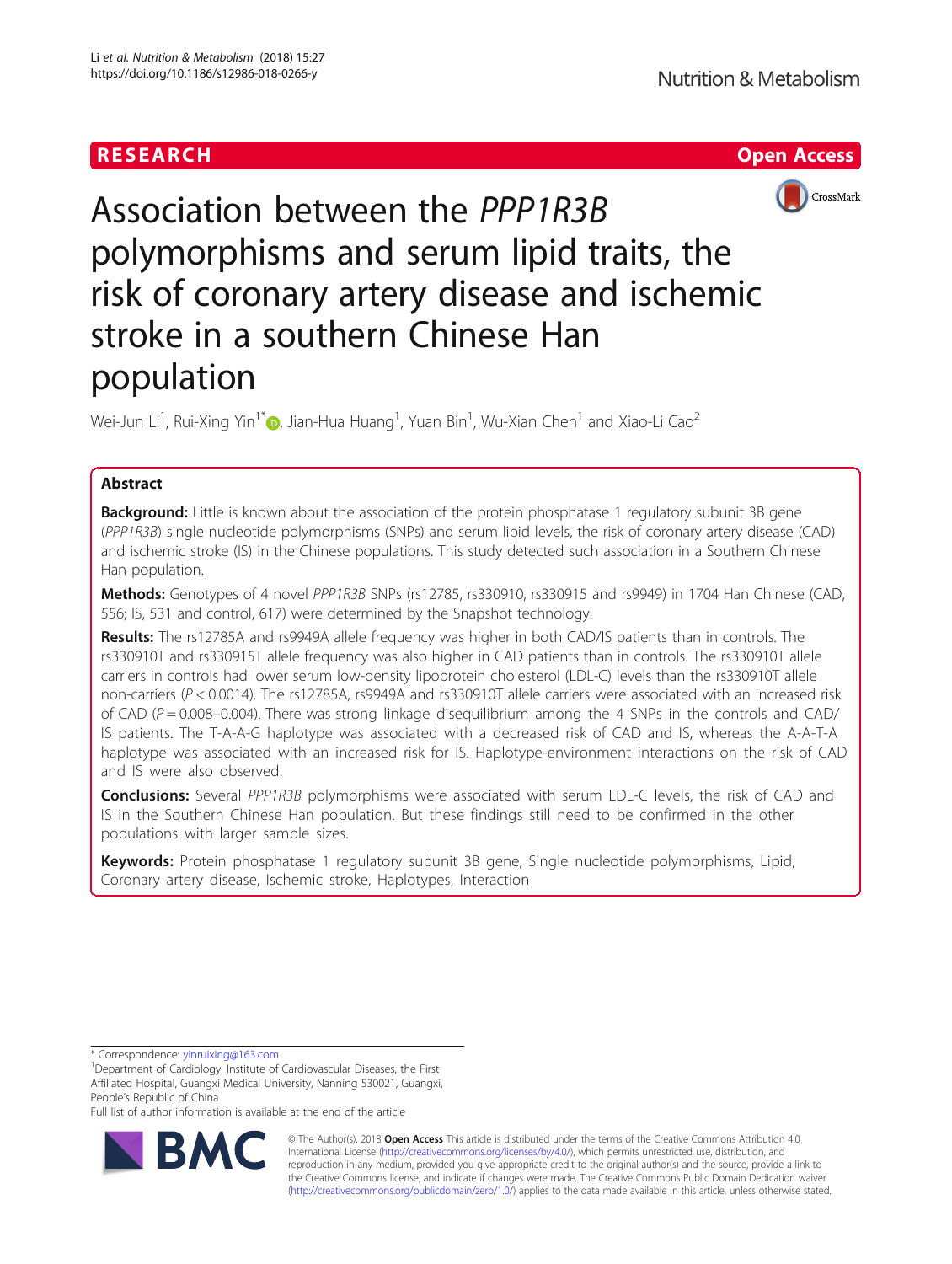RESEARCH Open Access

# Association between the *PPP1R3B* polymorphisms and serum lipid traits, the risk of coronary artery disease and ischemic stroke in a southern Chinese Han population

Wei-Jun Li[1], Rui-Xing Yin[1*], Jian-Hua Huang[1], Yuan Bin[1], Wu-Xian Chen[1] and Xiao-Li Cao[2]

## Abstract

**Background:** Little is known about the association of the protein phosphatase 1 regulatory subunit 3B gene (*PPP1R3B*) single nucleotide polymorphisms (SNPs) and serum lipid levels, the risk of coronary artery disease (CAD) and ischemic stroke (IS) in the Chinese populations. This study detected such association in a Southern Chinese Han population.

**Methods:** Genotypes of 4 novel *PPP1R3B* SNPs (rs12785, rs330910, rs330915 and rs9949) in 1704 Han Chinese (CAD, 556; IS, 531 and control, 617) were determined by the Snapshot technology.

**Results:** The rs12785A and rs9949A allele frequency was higher in both CAD/IS patients than in controls. The rs330910T and rs330915T allele frequency was also higher in CAD patients than in controls. The rs330910T allele carriers in controls had lower serum low-density lipoprotein cholesterol (LDL-C) levels than the rs330910T allele non-carriers ($P < 0.0014$). The rs12785A, rs9949A and rs330910T allele carriers were associated with an increased risk of CAD ($P = 0.008$–$0.004$). There was strong linkage disequilibrium among the 4 SNPs in the controls and CAD/IS patients. The T-A-A-G haplotype was associated with a decreased risk of CAD and IS, whereas the A-A-T-A haplotype was associated with an increased risk for IS. Haplotype-environment interactions on the risk of CAD and IS were also observed.

**Conclusions:** Several *PPP1R3B* polymorphisms were associated with serum LDL-C levels, the risk of CAD and IS in the Southern Chinese Han population. But these findings still need to be confirmed in the other populations with larger sample sizes.

**Keywords:** Protein phosphatase 1 regulatory subunit 3B gene, Single nucleotide polymorphisms, Lipid, Coronary artery disease, Ischemic stroke, Haplotypes, Interaction

---

\* Correspondence: yinruixing@163.com

[1]Department of Cardiology, Institute of Cardiovascular Diseases, the First Affiliated Hospital, Guangxi Medical University, Nanning 530021, Guangxi, People's Republic of China

Full list of author information is available at the end of the article

© The Author(s). 2018 **Open Access** This article is distributed under the terms of the Creative Commons Attribution 4.0 International License (http://creativecommons.org/licenses/by/4.0/), which permits unrestricted use, distribution, and reproduction in any medium, provided you give appropriate credit to the original author(s) and the source, provide a link to the Creative Commons license, and indicate if changes were made. The Creative Commons Public Domain Dedication waiver (http://creativecommons.org/publicdomain/zero/1.0/) applies to the data made available in this article, unless otherwise stated.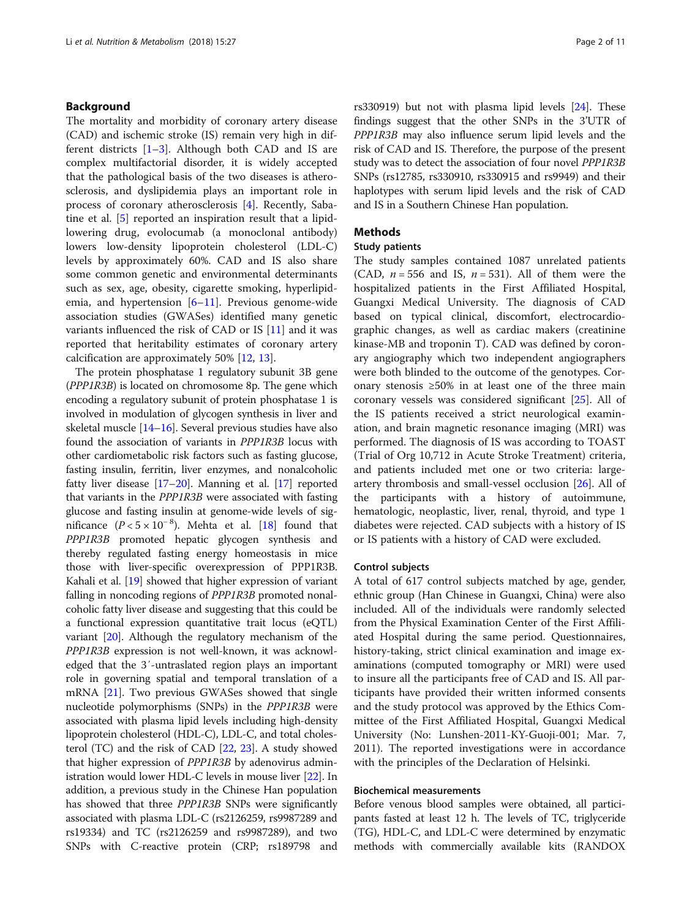## Background

The mortality and morbidity of coronary artery disease (CAD) and ischemic stroke (IS) remain very high in different districts [1–3]. Although both CAD and IS are complex multifactorial disorder, it is widely accepted that the pathological basis of the two diseases is atherosclerosis, and dyslipidemia plays an important role in process of coronary atherosclerosis [4]. Recently, Sabatine et al. [5] reported an inspiration result that a lipid-lowering drug, evolocumab (a monoclonal antibody) lowers low-density lipoprotein cholesterol (LDL-C) levels by approximately 60%. CAD and IS also share some common genetic and environmental determinants such as sex, age, obesity, cigarette smoking, hyperlipidemia, and hypertension [6–11]. Previous genome-wide association studies (GWASes) identified many genetic variants influenced the risk of CAD or IS [11] and it was reported that heritability estimates of coronary artery calcification are approximately 50% [12, 13].

The protein phosphatase 1 regulatory subunit 3B gene (*PPP1R3B*) is located on chromosome 8p. The gene which encoding a regulatory subunit of protein phosphatase 1 is involved in modulation of glycogen synthesis in liver and skeletal muscle [14–16]. Several previous studies have also found the association of variants in *PPP1R3B* locus with other cardiometabolic risk factors such as fasting glucose, fasting insulin, ferritin, liver enzymes, and nonalcoholic fatty liver disease [17–20]. Manning et al. [17] reported that variants in the *PPP1R3B* were associated with fasting glucose and fasting insulin at genome-wide levels of significance ($P < 5 \times 10^{-8}$). Mehta et al. [18] found that *PPP1R3B* promoted hepatic glycogen synthesis and thereby regulated fasting energy homeostasis in mice those with liver-specific overexpression of PPP1R3B. Kahali et al. [19] showed that higher expression of variant falling in noncoding regions of *PPP1R3B* promoted nonalcoholic fatty liver disease and suggesting that this could be a functional expression quantitative trait locus (eQTL) variant [20]. Although the regulatory mechanism of the *PPP1R3B* expression is not well-known, it was acknowledged that the 3′-untraslated region plays an important role in governing spatial and temporal translation of a mRNA [21]. Two previous GWASes showed that single nucleotide polymorphisms (SNPs) in the *PPP1R3B* were associated with plasma lipid levels including high-density lipoprotein cholesterol (HDL-C), LDL-C, and total cholesterol (TC) and the risk of CAD [22, 23]. A study showed that higher expression of *PPP1R3B* by adenovirus administration would lower HDL-C levels in mouse liver [22]. In addition, a previous study in the Chinese Han population has showed that three *PPP1R3B* SNPs were significantly associated with plasma LDL-C (rs2126259, rs9987289 and rs19334) and TC (rs2126259 and rs9987289), and two SNPs with C-reactive protein (CRP; rs189798 and rs330919) but not with plasma lipid levels [24]. These findings suggest that the other SNPs in the 3'UTR of *PPP1R3B* may also influence serum lipid levels and the risk of CAD and IS. Therefore, the purpose of the present study was to detect the association of four novel *PPP1R3B* SNPs (rs12785, rs330910, rs330915 and rs9949) and their haplotypes with serum lipid levels and the risk of CAD and IS in a Southern Chinese Han population.

## Methods

### Study patients

The study samples contained 1087 unrelated patients (CAD, $n = 556$ and IS, $n = 531$). All of them were the hospitalized patients in the First Affiliated Hospital, Guangxi Medical University. The diagnosis of CAD based on typical clinical, discomfort, electrocardiographic changes, as well as cardiac makers (creatinine kinase-MB and troponin T). CAD was defined by coronary angiography which two independent angiographers were both blinded to the outcome of the genotypes. Coronary stenosis ≥50% in at least one of the three main coronary vessels was considered significant [25]. All of the IS patients received a strict neurological examination, and brain magnetic resonance imaging (MRI) was performed. The diagnosis of IS was according to TOAST (Trial of Org 10,712 in Acute Stroke Treatment) criteria, and patients included met one or two criteria: large-artery thrombosis and small-vessel occlusion [26]. All of the participants with a history of autoimmune, hematologic, neoplastic, liver, renal, thyroid, and type 1 diabetes were rejected. CAD subjects with a history of IS or IS patients with a history of CAD were excluded.

### Control subjects

A total of 617 control subjects matched by age, gender, ethnic group (Han Chinese in Guangxi, China) were also included. All of the individuals were randomly selected from the Physical Examination Center of the First Affiliated Hospital during the same period. Questionnaires, history-taking, strict clinical examination and image examinations (computed tomography or MRI) were used to insure all the participants free of CAD and IS. All participants have provided their written informed consents and the study protocol was approved by the Ethics Committee of the First Affiliated Hospital, Guangxi Medical University (No: Lunshen-2011-KY-Guoji-001; Mar. 7, 2011). The reported investigations were in accordance with the principles of the Declaration of Helsinki.

### Biochemical measurements

Before venous blood samples were obtained, all participants fasted at least 12 h. The levels of TC, triglyceride (TG), HDL-C, and LDL-C were determined by enzymatic methods with commercially available kits (RANDOX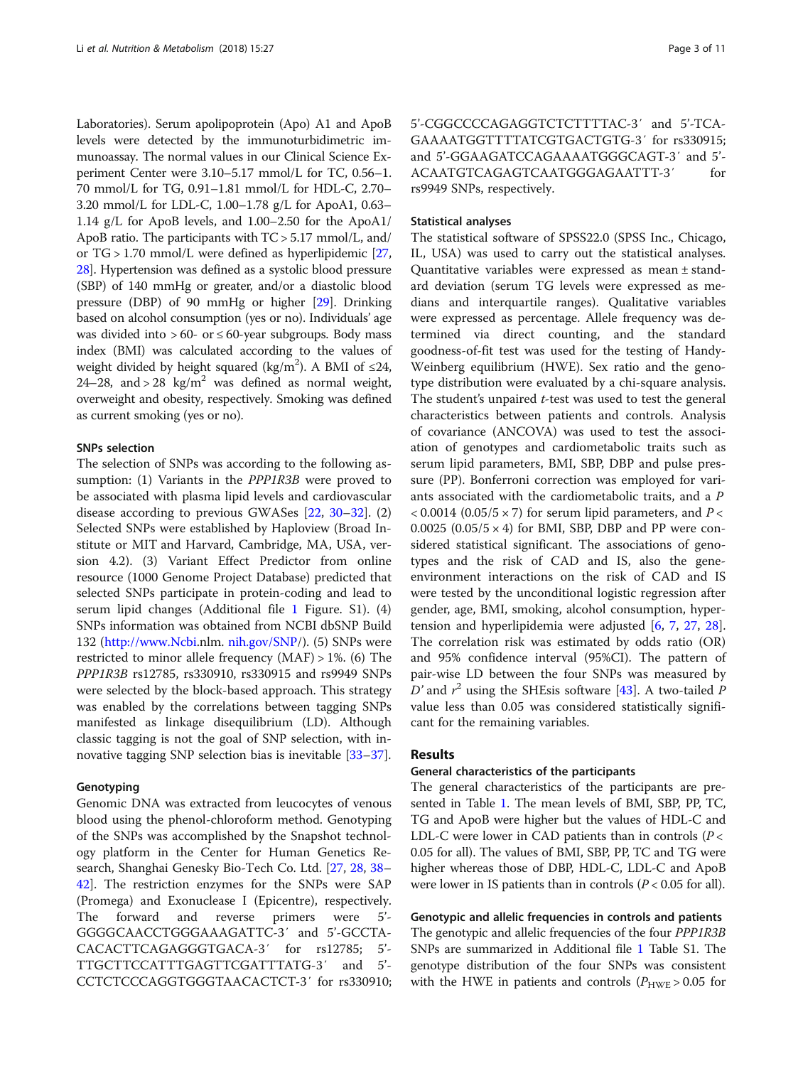Laboratories). Serum apolipoprotein (Apo) A1 and ApoB levels were detected by the immunoturbidimetric immunoassay. The normal values in our Clinical Science Experiment Center were 3.10–5.17 mmol/L for TC, 0.56–1.70 mmol/L for TG, 0.91–1.81 mmol/L for HDL-C, 2.70–3.20 mmol/L for LDL-C, 1.00–1.78 g/L for ApoA1, 0.63–1.14 g/L for ApoB levels, and 1.00–2.50 for the ApoA1/ApoB ratio. The participants with TC > 5.17 mmol/L, and/or TG > 1.70 mmol/L were defined as hyperlipidemic [27, 28]. Hypertension was defined as a systolic blood pressure (SBP) of 140 mmHg or greater, and/or a diastolic blood pressure (DBP) of 90 mmHg or higher [29]. Drinking based on alcohol consumption (yes or no). Individuals' age was divided into > 60- or ≤ 60-year subgroups. Body mass index (BMI) was calculated according to the values of weight divided by height squared ($kg/m^2$). A BMI of ≤24, 24–28, and > 28 $kg/m^2$ was defined as normal weight, overweight and obesity, respectively. Smoking was defined as current smoking (yes or no).

#### SNPs selection

The selection of SNPs was according to the following assumption: (1) Variants in the *PPP1R3B* were proved to be associated with plasma lipid levels and cardiovascular disease according to previous GWASes [22, 30–32]. (2) Selected SNPs were established by Haploview (Broad Institute or MIT and Harvard, Cambridge, MA, USA, version 4.2). (3) Variant Effect Predictor from online resource (1000 Genome Project Database) predicted that selected SNPs participate in protein-coding and lead to serum lipid changes (Additional file 1 Figure. S1). (4) SNPs information was obtained from NCBI dbSNP Build 132 (http://www.Ncbi.nlm. nih.gov/SNP/). (5) SNPs were restricted to minor allele frequency (MAF) > 1%. (6) The *PPP1R3B* rs12785, rs330910, rs330915 and rs9949 SNPs were selected by the block-based approach. This strategy was enabled by the correlations between tagging SNPs manifested as linkage disequilibrium (LD). Although classic tagging is not the goal of SNP selection, with innovative tagging SNP selection bias is inevitable [33–37].

#### Genotyping

Genomic DNA was extracted from leucocytes of venous blood using the phenol-chloroform method. Genotyping of the SNPs was accomplished by the Snapshot technology platform in the Center for Human Genetics Research, Shanghai Genesky Bio-Tech Co. Ltd. [27, 28, 38–42]. The restriction enzymes for the SNPs were SAP (Promega) and Exonuclease I (Epicentre), respectively. The forward and reverse primers were 5'-GGGGCAACCTGGGAAAGATTC-3′ and 5'-GCCTACACACTTCAGAGGGTGACA-3′ for rs12785; 5'-TTGCTTCCATTTGAGTTCGATTTATG-3′ and 5'-CCTCTCCCAGGTGGGTAACACTCT-3′ for rs330910; 5'-CGGCCCCAGAGGTCTCTTTTAC-3′ and 5'-TCAGAAAATGGTTTTATCGTGACTGTG-3′ for rs330915; and 5'-GGAAGATCCAGAAAATGGGCAGT-3′ and 5'-ACAATGTCAGAGTCAATGGGAGAATTT-3′ for rs9949 SNPs, respectively.

#### Statistical analyses

The statistical software of SPSS22.0 (SPSS Inc., Chicago, IL, USA) was used to carry out the statistical analyses. Quantitative variables were expressed as mean ± standard deviation (serum TG levels were expressed as medians and interquartile ranges). Qualitative variables were expressed as percentage. Allele frequency was determined via direct counting, and the standard goodness-of-fit test was used for the testing of Handy-Weinberg equilibrium (HWE). Sex ratio and the genotype distribution were evaluated by a chi-square analysis. The student's unpaired *t*-test was used to test the general characteristics between patients and controls. Analysis of covariance (ANCOVA) was used to test the association of genotypes and cardiometabolic traits such as serum lipid parameters, BMI, SBP, DBP and pulse pressure (PP). Bonferroni correction was employed for variants associated with the cardiometabolic traits, and a $P < 0.0014$ ($0.05/5 \times 7$) for serum lipid parameters, and $P < 0.0025$ ($0.05/5 \times 4$) for BMI, SBP, DBP and PP were considered statistical significant. The associations of genotypes and the risk of CAD and IS, also the gene-environment interactions on the risk of CAD and IS were tested by the unconditional logistic regression after gender, age, BMI, smoking, alcohol consumption, hypertension and hyperlipidemia were adjusted [6, 7, 27, 28]. The correlation risk was estimated by odds ratio (OR) and 95% confidence interval (95%CI). The pattern of pair-wise LD between the four SNPs was measured by $D'$ and $r^2$ using the SHEsis software [43]. A two-tailed $P$ value less than 0.05 was considered statistically significant for the remaining variables.

## Results

### General characteristics of the participants

The general characteristics of the participants are presented in Table 1. The mean levels of BMI, SBP, PP, TC, TG and ApoB were higher but the values of HDL-C and LDL-C were lower in CAD patients than in controls ($P < 0.05$ for all). The values of BMI, SBP, PP, TC and TG were higher whereas those of DBP, HDL-C, LDL-C and ApoB were lower in IS patients than in controls ($P < 0.05$ for all).

#### Genotypic and allelic frequencies in controls and patients

The genotypic and allelic frequencies of the four *PPP1R3B* SNPs are summarized in Additional file 1 Table S1. The genotype distribution of the four SNPs was consistent with the HWE in patients and controls ($P_{HWE} > 0.05$ for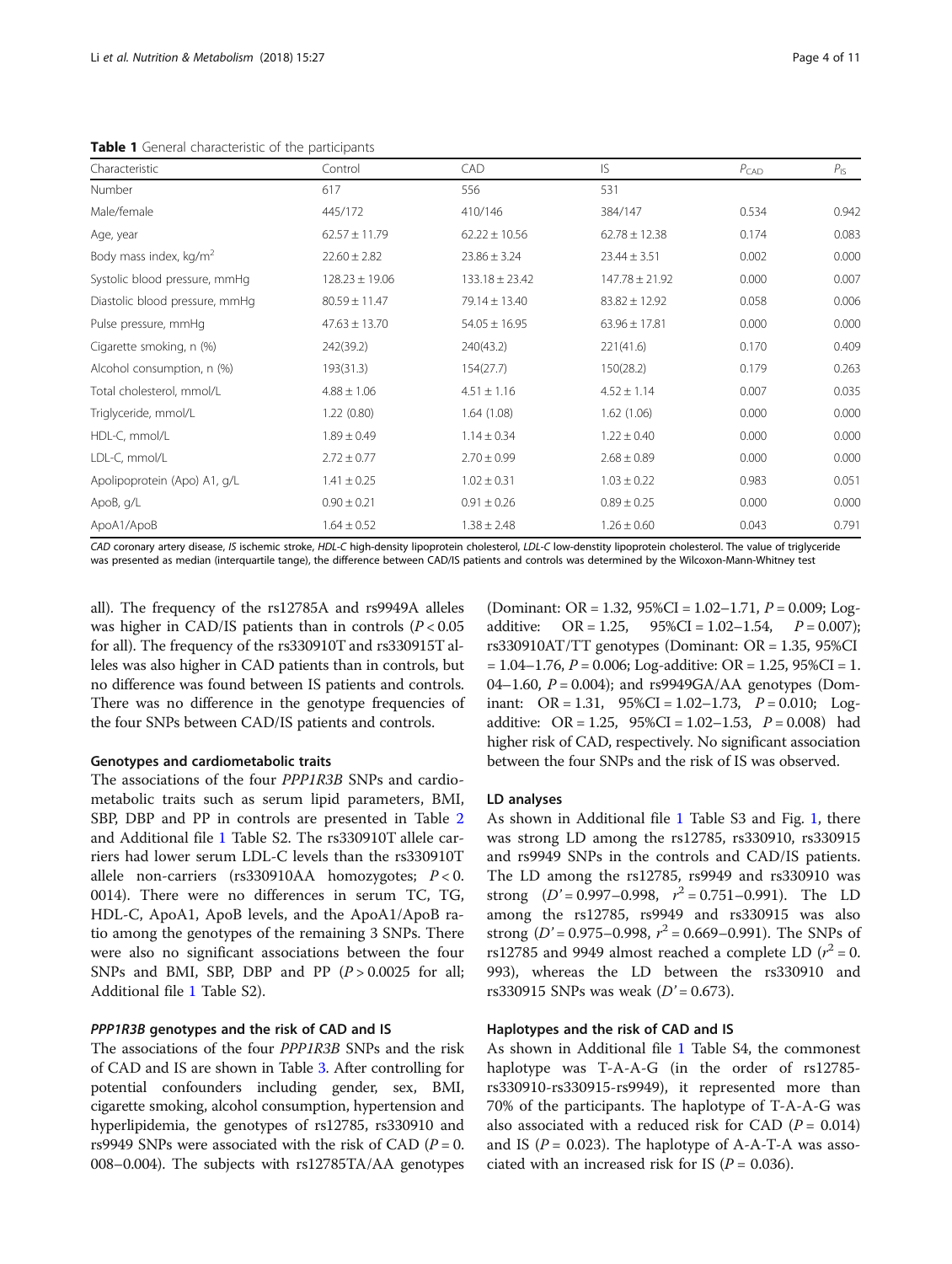**Table 1** General characteristic of the participants

| Characteristic | Control | CAD | IS | $P_{CAD}$ | $P_{IS}$ |
| --- | --- | --- | --- | --- | --- |
| Number | 617 | 556 | 531 | | |
| Male/female | 445/172 | 410/146 | 384/147 | 0.534 | 0.942 |
| Age, year | 62.57 ± 11.79 | 62.22 ± 10.56 | 62.78 ± 12.38 | 0.174 | 0.083 |
| Body mass index, kg/m$^2$ | 22.60 ± 2.82 | 23.86 ± 3.24 | 23.44 ± 3.51 | 0.002 | 0.000 |
| Systolic blood pressure, mmHg | 128.23 ± 19.06 | 133.18 ± 23.42 | 147.78 ± 21.92 | 0.000 | 0.007 |
| Diastolic blood pressure, mmHg | 80.59 ± 11.47 | 79.14 ± 13.40 | 83.82 ± 12.92 | 0.058 | 0.006 |
| Pulse pressure, mmHg | 47.63 ± 13.70 | 54.05 ± 16.95 | 63.96 ± 17.81 | 0.000 | 0.000 |
| Cigarette smoking, n (%) | 242(39.2) | 240(43.2) | 221(41.6) | 0.170 | 0.409 |
| Alcohol consumption, n (%) | 193(31.3) | 154(27.7) | 150(28.2) | 0.179 | 0.263 |
| Total cholesterol, mmol/L | 4.88 ± 1.06 | 4.51 ± 1.16 | 4.52 ± 1.14 | 0.007 | 0.035 |
| Triglyceride, mmol/L | 1.22 (0.80) | 1.64 (1.08) | 1.62 (1.06) | 0.000 | 0.000 |
| HDL-C, mmol/L | 1.89 ± 0.49 | 1.14 ± 0.34 | 1.22 ± 0.40 | 0.000 | 0.000 |
| LDL-C, mmol/L | 2.72 ± 0.77 | 2.70 ± 0.99 | 2.68 ± 0.89 | 0.000 | 0.000 |
| Apolipoprotein (Apo) A1, g/L | 1.41 ± 0.25 | 1.02 ± 0.31 | 1.03 ± 0.22 | 0.983 | 0.051 |
| ApoB, g/L | 0.90 ± 0.21 | 0.91 ± 0.26 | 0.89 ± 0.25 | 0.000 | 0.000 |
| ApoA1/ApoB | 1.64 ± 0.52 | 1.38 ± 2.48 | 1.26 ± 0.60 | 0.043 | 0.791 |

*CAD* coronary artery disease, *IS* ischemic stroke, *HDL-C* high-density lipoprotein cholesterol, *LDL-C* low-denstity lipoprotein cholesterol. The value of triglyceride was presented as median (interquartile tange), the difference between CAD/IS patients and controls was determined by the Wilcoxon-Mann-Whitney test

all). The frequency of the rs12785A and rs9949A alleles was higher in CAD/IS patients than in controls ($P < 0.05$ for all). The frequency of the rs330910T and rs330915T alleles was also higher in CAD patients than in controls, but no difference was found between IS patients and controls. There was no difference in the genotype frequencies of the four SNPs between CAD/IS patients and controls.

### Genotypes and cardiometabolic traits

The associations of the four *PPP1R3B* SNPs and cardiometabolic traits such as serum lipid parameters, BMI, SBP, DBP and PP in controls are presented in Table 2 and Additional file 1 Table S2. The rs330910T allele carriers had lower serum LDL-C levels than the rs330910T allele non-carriers (rs330910AA homozygotes; $P < 0.0014$). There were no differences in serum TC, TG, HDL-C, ApoA1, ApoB levels, and the ApoA1/ApoB ratio among the genotypes of the remaining 3 SNPs. There were also no significant associations between the four SNPs and BMI, SBP, DBP and PP ($P > 0.0025$ for all; Additional file 1 Table S2).

### *PPP1R3B* genotypes and the risk of CAD and IS

The associations of the four *PPP1R3B* SNPs and the risk of CAD and IS are shown in Table 3. After controlling for potential confounders including gender, sex, BMI, cigarette smoking, alcohol consumption, hypertension and hyperlipidemia, the genotypes of rs12785, rs330910 and rs9949 SNPs were associated with the risk of CAD ($P = 0.008$–$0.004$). The subjects with rs12785TA/AA genotypes (Dominant: OR = 1.32, 95%CI = 1.02–1.71, $P = 0.009$; Log-additive: OR = 1.25, 95%CI = 1.02–1.54, $P = 0.007$); rs330910AT/TT genotypes (Dominant: OR = 1.35, 95%CI = 1.04–1.76, $P = 0.006$; Log-additive: OR = 1.25, 95%CI = 1.04–1.60, $P = 0.004$); and rs9949GA/AA genotypes (Dominant: OR = 1.31, 95%CI = 1.02–1.73, $P = 0.010$; Log-additive: OR = 1.25, 95%CI = 1.02–1.53, $P = 0.008$) had higher risk of CAD, respectively. No significant association between the four SNPs and the risk of IS was observed.

### LD analyses

As shown in Additional file 1 Table S3 and Fig. 1, there was strong LD among the rs12785, rs330910, rs330915 and rs9949 SNPs in the controls and CAD/IS patients. The LD among the rs12785, rs9949 and rs330910 was strong ($D' = 0.997$–$0.998$, $r^2 = 0.751$–$0.991$). The LD among the rs12785, rs9949 and rs330915 was also strong ($D' = 0.975$–$0.998$, $r^2 = 0.669$–$0.991$). The SNPs of rs12785 and 9949 almost reached a complete LD ($r^2 = 0.993$), whereas the LD between the rs330910 and rs330915 SNPs was weak ($D' = 0.673$).

### Haplotypes and the risk of CAD and IS

As shown in Additional file 1 Table S4, the commonest haplotype was T-A-A-G (in the order of rs12785-rs330910-rs330915-rs9949), it represented more than 70% of the participants. The haplotype of T-A-A-G was also associated with a reduced risk for CAD ($P = 0.014$) and IS ($P = 0.023$). The haplotype of A-A-T-A was associated with an increased risk for IS ($P = 0.036$).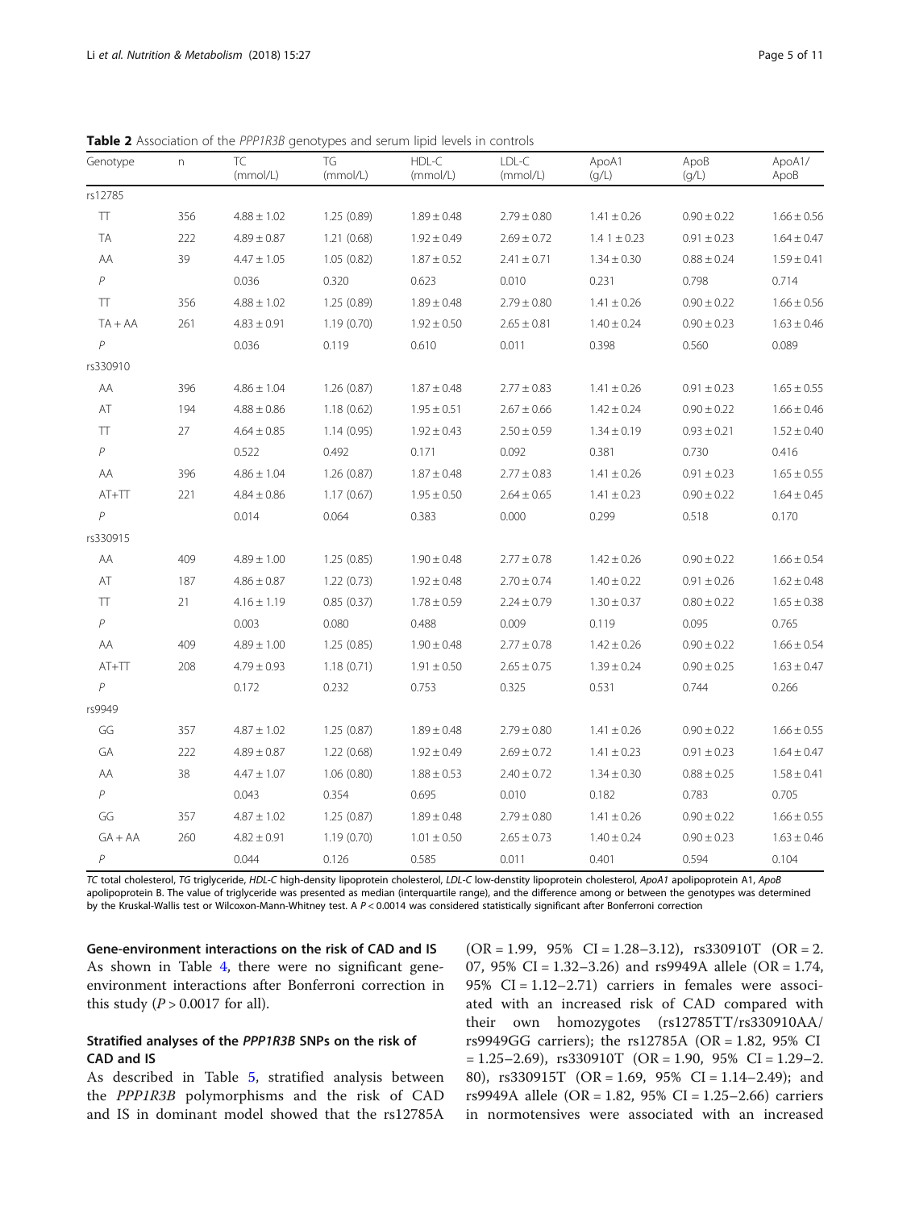**Table 2** Association of the *PPP1R3B* genotypes and serum lipid levels in controls

| Genotype | n | TC (mmol/L) | TG (mmol/L) | HDL-C (mmol/L) | LDL-C (mmol/L) | ApoA1 (g/L) | ApoB (g/L) | ApoA1/ ApoB |
|---|---|---|---|---|---|---|---|---|
| rs12785 | | | | | | | | |
| TT | 356 | 4.88 ± 1.02 | 1.25 (0.89) | 1.89 ± 0.48 | 2.79 ± 0.80 | 1.41 ± 0.26 | 0.90 ± 0.22 | 1.66 ± 0.56 |
| TA | 222 | 4.89 ± 0.87 | 1.21 (0.68) | 1.92 ± 0.49 | 2.69 ± 0.72 | 1.4 1 ± 0.23 | 0.91 ± 0.23 | 1.64 ± 0.47 |
| AA | 39 | 4.47 ± 1.05 | 1.05 (0.82) | 1.87 ± 0.52 | 2.41 ± 0.71 | 1.34 ± 0.30 | 0.88 ± 0.24 | 1.59 ± 0.41 |
| *P* | | 0.036 | 0.320 | 0.623 | 0.010 | 0.231 | 0.798 | 0.714 |
| TT | 356 | 4.88 ± 1.02 | 1.25 (0.89) | 1.89 ± 0.48 | 2.79 ± 0.80 | 1.41 ± 0.26 | 0.90 ± 0.22 | 1.66 ± 0.56 |
| TA + AA | 261 | 4.83 ± 0.91 | 1.19 (0.70) | 1.92 ± 0.50 | 2.65 ± 0.81 | 1.40 ± 0.24 | 0.90 ± 0.23 | 1.63 ± 0.46 |
| *P* | | 0.036 | 0.119 | 0.610 | 0.011 | 0.398 | 0.560 | 0.089 |
| rs330910 | | | | | | | | |
| AA | 396 | 4.86 ± 1.04 | 1.26 (0.87) | 1.87 ± 0.48 | 2.77 ± 0.83 | 1.41 ± 0.26 | 0.91 ± 0.23 | 1.65 ± 0.55 |
| AT | 194 | 4.88 ± 0.86 | 1.18 (0.62) | 1.95 ± 0.51 | 2.67 ± 0.66 | 1.42 ± 0.24 | 0.90 ± 0.22 | 1.66 ± 0.46 |
| TT | 27 | 4.64 ± 0.85 | 1.14 (0.95) | 1.92 ± 0.43 | 2.50 ± 0.59 | 1.34 ± 0.19 | 0.93 ± 0.21 | 1.52 ± 0.40 |
| *P* | | 0.522 | 0.492 | 0.171 | 0.092 | 0.381 | 0.730 | 0.416 |
| AA | 396 | 4.86 ± 1.04 | 1.26 (0.87) | 1.87 ± 0.48 | 2.77 ± 0.83 | 1.41 ± 0.26 | 0.91 ± 0.23 | 1.65 ± 0.55 |
| AT+TT | 221 | 4.84 ± 0.86 | 1.17 (0.67) | 1.95 ± 0.50 | 2.64 ± 0.65 | 1.41 ± 0.23 | 0.90 ± 0.22 | 1.64 ± 0.45 |
| *P* | | 0.014 | 0.064 | 0.383 | 0.000 | 0.299 | 0.518 | 0.170 |
| rs330915 | | | | | | | | |
| AA | 409 | 4.89 ± 1.00 | 1.25 (0.85) | 1.90 ± 0.48 | 2.77 ± 0.78 | 1.42 ± 0.26 | 0.90 ± 0.22 | 1.66 ± 0.54 |
| AT | 187 | 4.86 ± 0.87 | 1.22 (0.73) | 1.92 ± 0.48 | 2.70 ± 0.74 | 1.40 ± 0.22 | 0.91 ± 0.26 | 1.62 ± 0.48 |
| TT | 21 | 4.16 ± 1.19 | 0.85 (0.37) | 1.78 ± 0.59 | 2.24 ± 0.79 | 1.30 ± 0.37 | 0.80 ± 0.22 | 1.65 ± 0.38 |
| *P* | | 0.003 | 0.080 | 0.488 | 0.009 | 0.119 | 0.095 | 0.765 |
| AA | 409 | 4.89 ± 1.00 | 1.25 (0.85) | 1.90 ± 0.48 | 2.77 ± 0.78 | 1.42 ± 0.26 | 0.90 ± 0.22 | 1.66 ± 0.54 |
| AT+TT | 208 | 4.79 ± 0.93 | 1.18 (0.71) | 1.91 ± 0.50 | 2.65 ± 0.75 | 1.39 ± 0.24 | 0.90 ± 0.25 | 1.63 ± 0.47 |
| *P* | | 0.172 | 0.232 | 0.753 | 0.325 | 0.531 | 0.744 | 0.266 |
| rs9949 | | | | | | | | |
| GG | 357 | 4.87 ± 1.02 | 1.25 (0.87) | 1.89 ± 0.48 | 2.79 ± 0.80 | 1.41 ± 0.26 | 0.90 ± 0.22 | 1.66 ± 0.55 |
| GA | 222 | 4.89 ± 0.87 | 1.22 (0.68) | 1.92 ± 0.49 | 2.69 ± 0.72 | 1.41 ± 0.23 | 0.91 ± 0.23 | 1.64 ± 0.47 |
| AA | 38 | 4.47 ± 1.07 | 1.06 (0.80) | 1.88 ± 0.53 | 2.40 ± 0.72 | 1.34 ± 0.30 | 0.88 ± 0.25 | 1.58 ± 0.41 |
| *P* | | 0.043 | 0.354 | 0.695 | 0.010 | 0.182 | 0.783 | 0.705 |
| GG | 357 | 4.87 ± 1.02 | 1.25 (0.87) | 1.89 ± 0.48 | 2.79 ± 0.80 | 1.41 ± 0.26 | 0.90 ± 0.22 | 1.66 ± 0.55 |
| GA + AA | 260 | 4.82 ± 0.91 | 1.19 (0.70) | 1.01 ± 0.50 | 2.65 ± 0.73 | 1.40 ± 0.24 | 0.90 ± 0.23 | 1.63 ± 0.46 |
| *P* | | 0.044 | 0.126 | 0.585 | 0.011 | 0.401 | 0.594 | 0.104 |

*TC* total cholesterol, *TG* triglyceride, *HDL-C* high-density lipoprotein cholesterol, *LDL-C* low-denstity lipoprotein cholesterol, *ApoA1* apolipoprotein A1, *ApoB* apolipoprotein B. The value of triglyceride was presented as median (interquartile range), and the difference among or between the genotypes was determined by the Kruskal-Wallis test or Wilcoxon-Mann-Whitney test. A $P < 0.0014$ was considered statistically significant after Bonferroni correction

### Gene-environment interactions on the risk of CAD and IS

As shown in Table 4, there were no significant gene-environment interactions after Bonferroni correction in this study ($P > 0.0017$ for all).

### Stratified analyses of the *PPP1R3B* SNPs on the risk of CAD and IS

As described in Table 5, stratified analysis between the *PPP1R3B* polymorphisms and the risk of CAD and IS in dominant model showed that the rs12785A (OR = 1.99, 95% CI = 1.28–3.12), rs330910T (OR = 2.07, 95% CI = 1.32–3.26) and rs9949A allele (OR = 1.74, 95% CI = 1.12–2.71) carriers in females were associated with an increased risk of CAD compared with their own homozygotes (rs12785TT/rs330910AA/rs9949GG carriers); the rs12785A (OR = 1.82, 95% CI = 1.25–2.69), rs330910T (OR = 1.90, 95% CI = 1.29–2.80), rs330915T (OR = 1.69, 95% CI = 1.14–2.49); and rs9949A allele (OR = 1.82, 95% CI = 1.25–2.66) carriers in normotensives were associated with an increased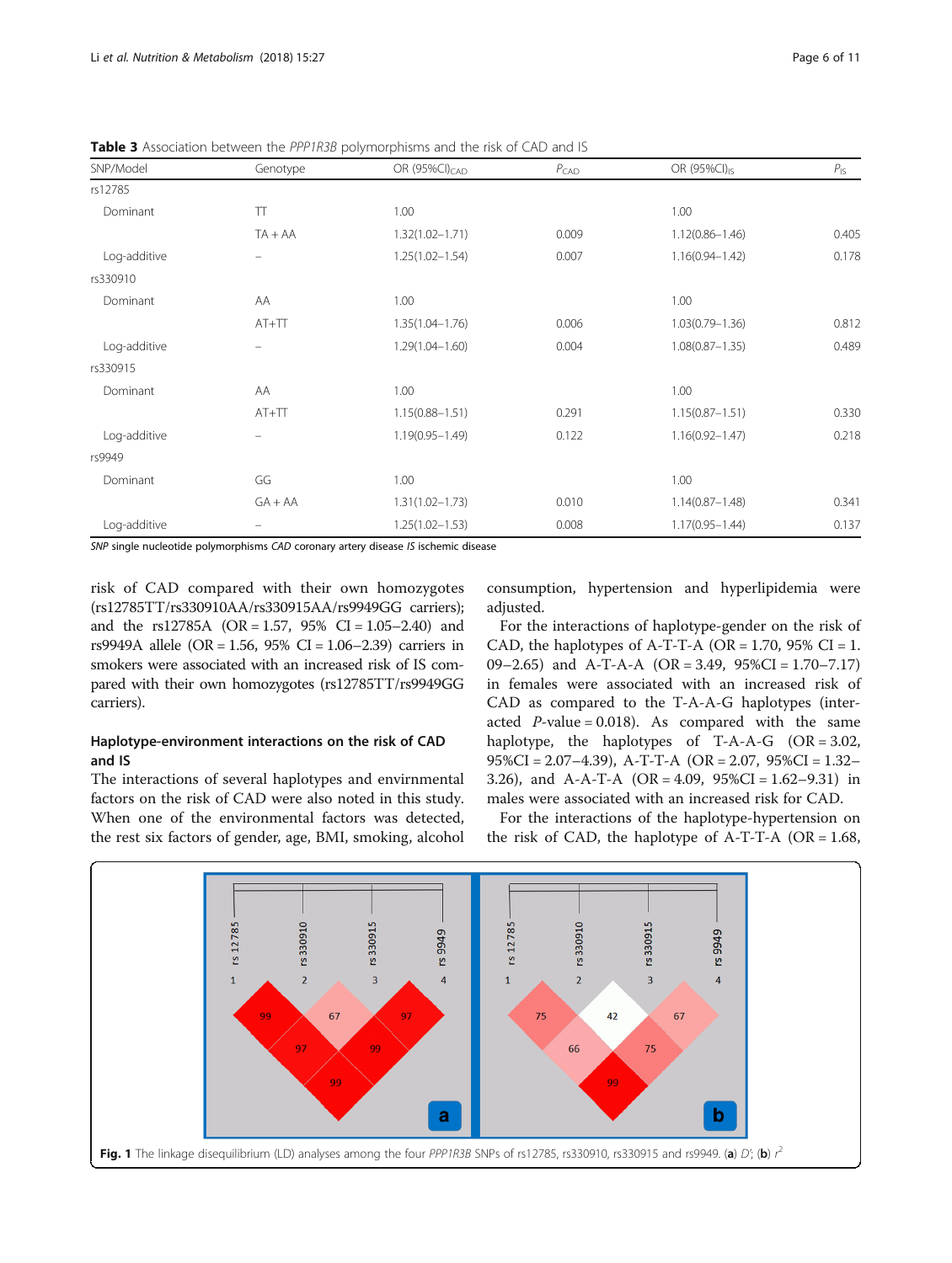**Table 3** Association between the *PPP1R3B* polymorphisms and the risk of CAD and IS

| SNP/Model | Genotype | OR (95%CI)$_{CAD}$ | $P_{CAD}$ | OR (95%CI)$_{IS}$ | $P_{IS}$ |
|---|---|---|---|---|---|
| rs12785 | | | | | |
| Dominant | TT | 1.00 | | 1.00 | |
| | TA + AA | 1.32(1.02–1.71) | 0.009 | 1.12(0.86–1.46) | 0.405 |
| Log-additive | – | 1.25(1.02–1.54) | 0.007 | 1.16(0.94–1.42) | 0.178 |
| rs330910 | | | | | |
| Dominant | AA | 1.00 | | 1.00 | |
| | AT+TT | 1.35(1.04–1.76) | 0.006 | 1.03(0.79–1.36) | 0.812 |
| Log-additive | – | 1.29(1.04–1.60) | 0.004 | 1.08(0.87–1.35) | 0.489 |
| rs330915 | | | | | |
| Dominant | AA | 1.00 | | 1.00 | |
| | AT+TT | 1.15(0.88–1.51) | 0.291 | 1.15(0.87–1.51) | 0.330 |
| Log-additive | – | 1.19(0.95–1.49) | 0.122 | 1.16(0.92–1.47) | 0.218 |
| rs9949 | | | | | |
| Dominant | GG | 1.00 | | 1.00 | |
| | GA + AA | 1.31(1.02–1.73) | 0.010 | 1.14(0.87–1.48) | 0.341 |
| Log-additive | – | 1.25(1.02–1.53) | 0.008 | 1.17(0.95–1.44) | 0.137 |

*SNP* single nucleotide polymorphisms *CAD* coronary artery disease *IS* ischemic disease

risk of CAD compared with their own homozygotes (rs12785TT/rs330910AA/rs330915AA/rs9949GG carriers); and the rs12785A (OR = 1.57, 95% CI = 1.05–2.40) and rs9949A allele (OR = 1.56, 95% CI = 1.06–2.39) carriers in smokers were associated with an increased risk of IS compared with their own homozygotes (rs12785TT/rs9949GG carriers).

### Haplotype-environment interactions on the risk of CAD and IS

The interactions of several haplotypes and envirnmental factors on the risk of CAD were also noted in this study. When one of the environmental factors was detected, the rest six factors of gender, age, BMI, smoking, alcohol consumption, hypertension and hyperlipidemia were adjusted.

For the interactions of haplotype-gender on the risk of CAD, the haplotypes of A-T-T-A (OR = 1.70, 95% CI = 1.09–2.65) and A-T-A-A (OR = 3.49, 95%CI = 1.70–7.17) in females were associated with an increased risk of CAD as compared to the T-A-A-G haplotypes (interacted $P$-value = 0.018). As compared with the same haplotype, the haplotypes of T-A-A-G (OR = 3.02, 95%CI = 2.07–4.39), A-T-T-A (OR = 2.07, 95%CI = 1.32–3.26), and A-A-T-A (OR = 4.09, 95%CI = 1.62–9.31) in males were associated with an increased risk for CAD.

For the interactions of the haplotype-hypertension on the risk of CAD, the haplotype of A-T-T-A (OR = 1.68,

rs 12785
rs 330910
rs 330915
rs 9949
1
2
3
4
99
67
97
97
99
99
a

rs 12785
rs 330910
rs 330915
rs 9949
1
2
3
4
75
42
67
66
75
99
b

**Fig. 1** The linkage disequilibrium (LD) analyses among the four *PPP1R3B* SNPs of rs12785, rs330910, rs330915 and rs9949. (**a**) $D'$; (**b**) $r^2$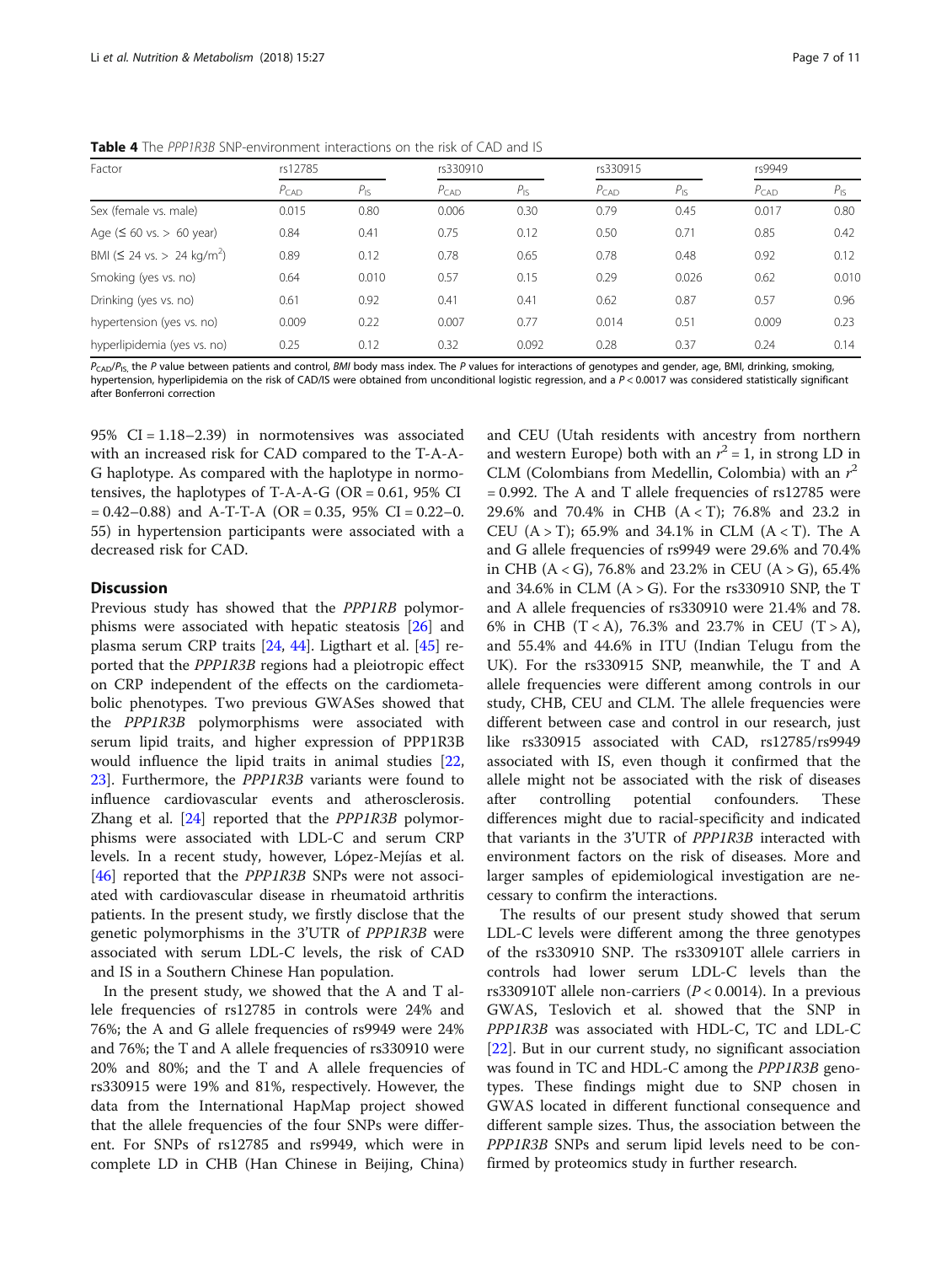**Table 4** The *PPP1R3B* SNP-environment interactions on the risk of CAD and IS

| Factor | rs12785 | | rs330910 | | rs330915 | | rs9949 | |
|---|---|---|---|---|---|---|---|---|
| | $P_{CAD}$ | $P_{IS}$ | $P_{CAD}$ | $P_{IS}$ | $P_{CAD}$ | $P_{IS}$ | $P_{CAD}$ | $P_{IS}$ |
| Sex (female vs. male) | 0.015 | 0.80 | 0.006 | 0.30 | 0.79 | 0.45 | 0.017 | 0.80 |
| Age (≤ 60 vs. > 60 year) | 0.84 | 0.41 | 0.75 | 0.12 | 0.50 | 0.71 | 0.85 | 0.42 |
| BMI (≤ 24 vs. > 24 kg/m$^2$) | 0.89 | 0.12 | 0.78 | 0.65 | 0.78 | 0.48 | 0.92 | 0.12 |
| Smoking (yes vs. no) | 0.64 | 0.010 | 0.57 | 0.15 | 0.29 | 0.026 | 0.62 | 0.010 |
| Drinking (yes vs. no) | 0.61 | 0.92 | 0.41 | 0.41 | 0.62 | 0.87 | 0.57 | 0.96 |
| hypertension (yes vs. no) | 0.009 | 0.22 | 0.007 | 0.77 | 0.014 | 0.51 | 0.009 | 0.23 |
| hyperlipidemia (yes vs. no) | 0.25 | 0.12 | 0.32 | 0.092 | 0.28 | 0.37 | 0.24 | 0.14 |

$P_{CAD}$/$P_{IS}$, the *P* value between patients and control, *BMI* body mass index. The *P* values for interactions of genotypes and gender, age, BMI, drinking, smoking, hypertension, hyperlipidemia on the risk of CAD/IS were obtained from unconditional logistic regression, and a *P* < 0.0017 was considered statistically significant after Bonferroni correction

95% CI = 1.18–2.39) in normotensives was associated with an increased risk for CAD compared to the T-A-A-G haplotype. As compared with the haplotype in normotensives, the haplotypes of T-A-A-G (OR = 0.61, 95% CI = 0.42–0.88) and A-T-T-A (OR = 0.35, 95% CI = 0.22–0.55) in hypertension participants were associated with a decreased risk for CAD.

## Discussion

Previous study has showed that the *PPP1RB* polymorphisms were associated with hepatic steatosis [26] and plasma serum CRP traits [24, 44]. Ligthart et al. [45] reported that the *PPP1R3B* regions had a pleiotropic effect on CRP independent of the effects on the cardiometabolic phenotypes. Two previous GWASes showed that the *PPP1R3B* polymorphisms were associated with serum lipid traits, and higher expression of PPP1R3B would influence the lipid traits in animal studies [22, 23]. Furthermore, the *PPP1R3B* variants were found to influence cardiovascular events and atherosclerosis. Zhang et al. [24] reported that the *PPP1R3B* polymorphisms were associated with LDL-C and serum CRP levels. In a recent study, however, López-Mejías et al. [46] reported that the *PPP1R3B* SNPs were not associated with cardiovascular disease in rheumatoid arthritis patients. In the present study, we firstly disclose that the genetic polymorphisms in the 3'UTR of *PPP1R3B* were associated with serum LDL-C levels, the risk of CAD and IS in a Southern Chinese Han population.

In the present study, we showed that the A and T allele frequencies of rs12785 in controls were 24% and 76%; the A and G allele frequencies of rs9949 were 24% and 76%; the T and A allele frequencies of rs330910 were 20% and 80%; and the T and A allele frequencies of rs330915 were 19% and 81%, respectively. However, the data from the International HapMap project showed that the allele frequencies of the four SNPs were different. For SNPs of rs12785 and rs9949, which were in complete LD in CHB (Han Chinese in Beijing, China) and CEU (Utah residents with ancestry from northern and western Europe) both with an $r^2 = 1$, in strong LD in CLM (Colombians from Medellin, Colombia) with an $r^2 = 0.992$. The A and T allele frequencies of rs12785 were 29.6% and 70.4% in CHB (A < T); 76.8% and 23.2 in CEU (A > T); 65.9% and 34.1% in CLM (A < T). The A and G allele frequencies of rs9949 were 29.6% and 70.4% in CHB (A < G), 76.8% and 23.2% in CEU (A > G), 65.4% and 34.6% in CLM (A > G). For the rs330910 SNP, the T and A allele frequencies of rs330910 were 21.4% and 78.6% in CHB (T < A), 76.3% and 23.7% in CEU (T > A), and 55.4% and 44.6% in ITU (Indian Telugu from the UK). For the rs330915 SNP, meanwhile, the T and A allele frequencies were different among controls in our study, CHB, CEU and CLM. The allele frequencies were different between case and control in our research, just like rs330915 associated with CAD, rs12785/rs9949 associated with IS, even though it confirmed that the allele might not be associated with the risk of diseases after controlling potential confounders. These differences might due to racial-specificity and indicated that variants in the 3'UTR of *PPP1R3B* interacted with environment factors on the risk of diseases. More and larger samples of epidemiological investigation are necessary to confirm the interactions.

The results of our present study showed that serum LDL-C levels were different among the three genotypes of the rs330910 SNP. The rs330910T allele carriers in controls had lower serum LDL-C levels than the rs330910T allele non-carriers ($P < 0.0014$). In a previous GWAS, Teslovich et al. showed that the SNP in *PPP1R3B* was associated with HDL-C, TC and LDL-C [22]. But in our current study, no significant association was found in TC and HDL-C among the *PPP1R3B* genotypes. These findings might due to SNP chosen in GWAS located in different functional consequence and different sample sizes. Thus, the association between the *PPP1R3B* SNPs and serum lipid levels need to be confirmed by proteomics study in further research.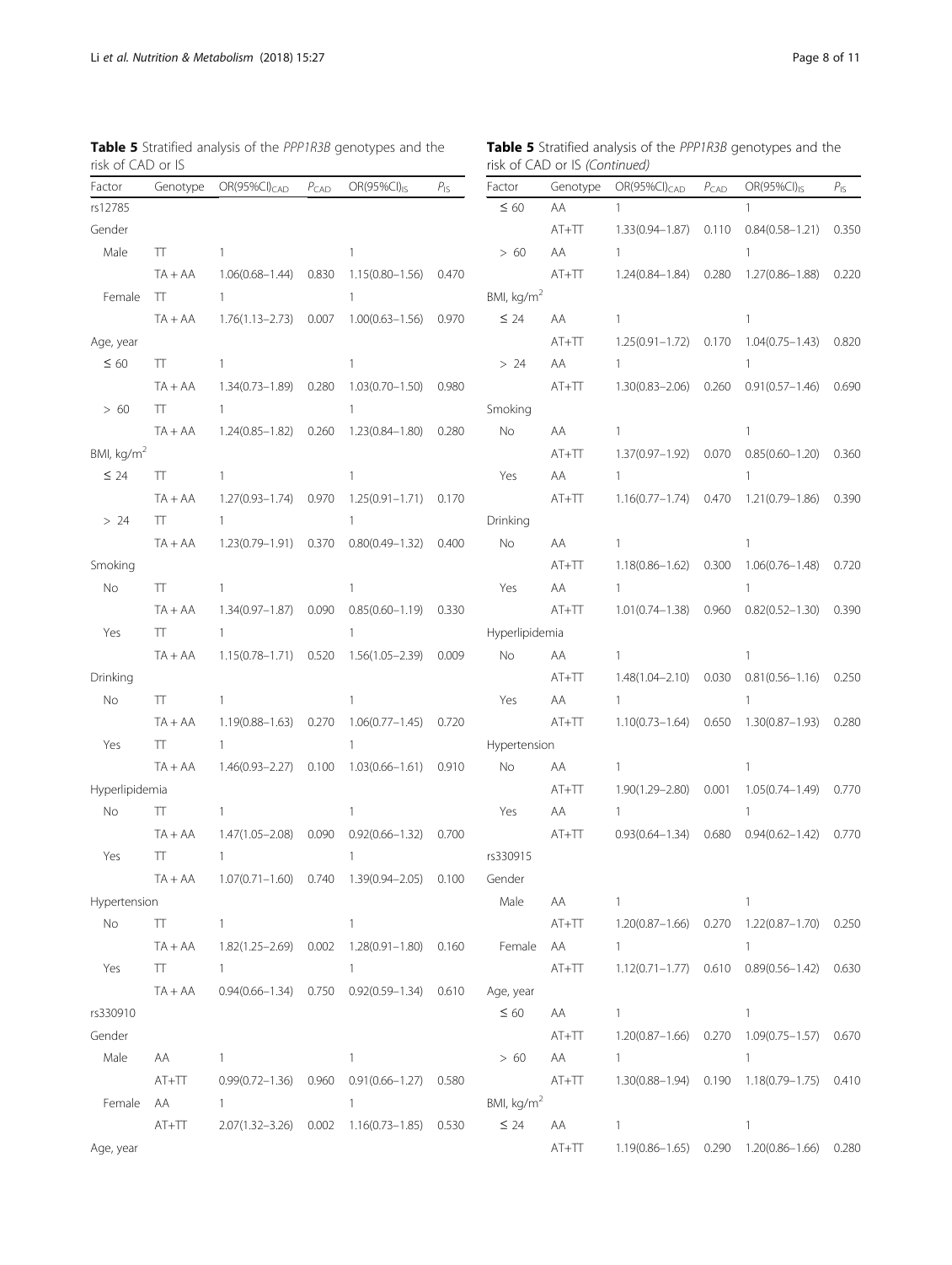**Table 5** Stratified analysis of the *PPP1R3B* genotypes and the risk of CAD or IS

| Factor | Genotype | $OR(95\%CI)_{CAD}$ | $P_{CAD}$ | $OR(95\%CI)_{IS}$ | $P_{IS}$ |
|---|---|---|---|---|---|
| rs12785 | | | | | |
| Gender | | | | | |
| Male | TT | 1 | | 1 | |
| | TA + AA | 1.06(0.68–1.44) | 0.830 | 1.15(0.80–1.56) | 0.470 |
| Female | TT | 1 | | 1 | |
| | TA + AA | 1.76(1.13–2.73) | 0.007 | 1.00(0.63–1.56) | 0.970 |
| Age, year | | | | | |
| ≤ 60 | TT | 1 | | 1 | |
| | TA + AA | 1.34(0.73–1.89) | 0.280 | 1.03(0.70–1.50) | 0.980 |
| > 60 | TT | 1 | | 1 | |
| | TA + AA | 1.24(0.85–1.82) | 0.260 | 1.23(0.84–1.80) | 0.280 |
| BMI, kg/m$^2$ | | | | | |
| ≤ 24 | TT | 1 | | 1 | |
| | TA + AA | 1.27(0.93–1.74) | 0.970 | 1.25(0.91–1.71) | 0.170 |
| > 24 | TT | 1 | | 1 | |
| | TA + AA | 1.23(0.79–1.91) | 0.370 | 0.80(0.49–1.32) | 0.400 |
| Smoking | | | | | |
| No | TT | 1 | | 1 | |
| | TA + AA | 1.34(0.97–1.87) | 0.090 | 0.85(0.60–1.19) | 0.330 |
| Yes | TT | 1 | | 1 | |
| | TA + AA | 1.15(0.78–1.71) | 0.520 | 1.56(1.05–2.39) | 0.009 |
| Drinking | | | | | |
| No | TT | 1 | | 1 | |
| | TA + AA | 1.19(0.88–1.63) | 0.270 | 1.06(0.77–1.45) | 0.720 |
| Yes | TT | 1 | | 1 | |
| | TA + AA | 1.46(0.93–2.27) | 0.100 | 1.03(0.66–1.61) | 0.910 |
| Hyperlipidemia | | | | | |
| No | TT | 1 | | 1 | |
| | TA + AA | 1.47(1.05–2.08) | 0.090 | 0.92(0.66–1.32) | 0.700 |
| Yes | TT | 1 | | 1 | |
| | TA + AA | 1.07(0.71–1.60) | 0.740 | 1.39(0.94–2.05) | 0.100 |
| Hypertension | | | | | |
| No | TT | 1 | | 1 | |
| | TA + AA | 1.82(1.25–2.69) | 0.002 | 1.28(0.91–1.80) | 0.160 |
| Yes | TT | 1 | | 1 | |
| | TA + AA | 0.94(0.66–1.34) | 0.750 | 0.92(0.59–1.34) | 0.610 |
| rs330910 | | | | | |
| Gender | | | | | |
| Male | AA | 1 | | 1 | |
| | AT+TT | 0.99(0.72–1.36) | 0.960 | 0.91(0.66–1.27) | 0.580 |
| Female | AA | 1 | | 1 | |
| | AT+TT | 2.07(1.32–3.26) | 0.002 | 1.16(0.73–1.85) | 0.530 |
| Age, year | | | | | |
| ≤ 60 | AA | 1 | | 1 | |
| | AT+TT | 1.33(0.94–1.87) | 0.110 | 0.84(0.58–1.21) | 0.350 |
| > 60 | AA | 1 | | 1 | |
| | AT+TT | 1.24(0.84–1.84) | 0.280 | 1.27(0.86–1.88) | 0.220 |
| BMI, kg/m$^2$ | | | | | |
| ≤ 24 | AA | 1 | | 1 | |
| | AT+TT | 1.25(0.91–1.72) | 0.170 | 1.04(0.75–1.43) | 0.820 |
| > 24 | AA | 1 | | 1 | |
| | AT+TT | 1.30(0.83–2.06) | 0.260 | 0.91(0.57–1.46) | 0.690 |
| Smoking | | | | | |
| No | AA | 1 | | 1 | |
| | AT+TT | 1.37(0.97–1.92) | 0.070 | 0.85(0.60–1.20) | 0.360 |
| Yes | AA | 1 | | 1 | |
| | AT+TT | 1.16(0.77–1.74) | 0.470 | 1.21(0.79–1.86) | 0.390 |
| Drinking | | | | | |
| No | AA | 1 | | 1 | |
| | AT+TT | 1.18(0.86–1.62) | 0.300 | 1.06(0.76–1.48) | 0.720 |
| Yes | AA | 1 | | 1 | |
| | AT+TT | 1.01(0.74–1.38) | 0.960 | 0.82(0.52–1.30) | 0.390 |
| Hyperlipidemia | | | | | |
| No | AA | 1 | | 1 | |
| | AT+TT | 1.48(1.04–2.10) | 0.030 | 0.81(0.56–1.16) | 0.250 |
| Yes | AA | 1 | | 1 | |
| | AT+TT | 1.10(0.73–1.64) | 0.650 | 1.30(0.87–1.93) | 0.280 |
| Hypertension | | | | | |
| No | AA | 1 | | 1 | |
| | AT+TT | 1.90(1.29–2.80) | 0.001 | 1.05(0.74–1.49) | 0.770 |
| Yes | AA | 1 | | 1 | |
| | AT+TT | 0.93(0.64–1.34) | 0.680 | 0.94(0.62–1.42) | 0.770 |
| rs330915 | | | | | |
| Gender | | | | | |
| Male | AA | 1 | | 1 | |
| | AT+TT | 1.20(0.87–1.66) | 0.270 | 1.22(0.87–1.70) | 0.250 |
| Female | AA | 1 | | 1 | |
| | AT+TT | 1.12(0.71–1.77) | 0.610 | 0.89(0.56–1.42) | 0.630 |
| Age, year | | | | | |
| ≤ 60 | AA | 1 | | 1 | |
| | AT+TT | 1.20(0.87–1.66) | 0.270 | 1.09(0.75–1.57) | 0.670 |
| > 60 | AA | 1 | | 1 | |
| | AT+TT | 1.30(0.88–1.94) | 0.190 | 1.18(0.79–1.75) | 0.410 |
| BMI, kg/m$^2$ | | | | | |
| ≤ 24 | AA | 1 | | 1 | |
| | AT+TT | 1.19(0.86–1.65) | 0.290 | 1.20(0.86–1.66) | 0.280 |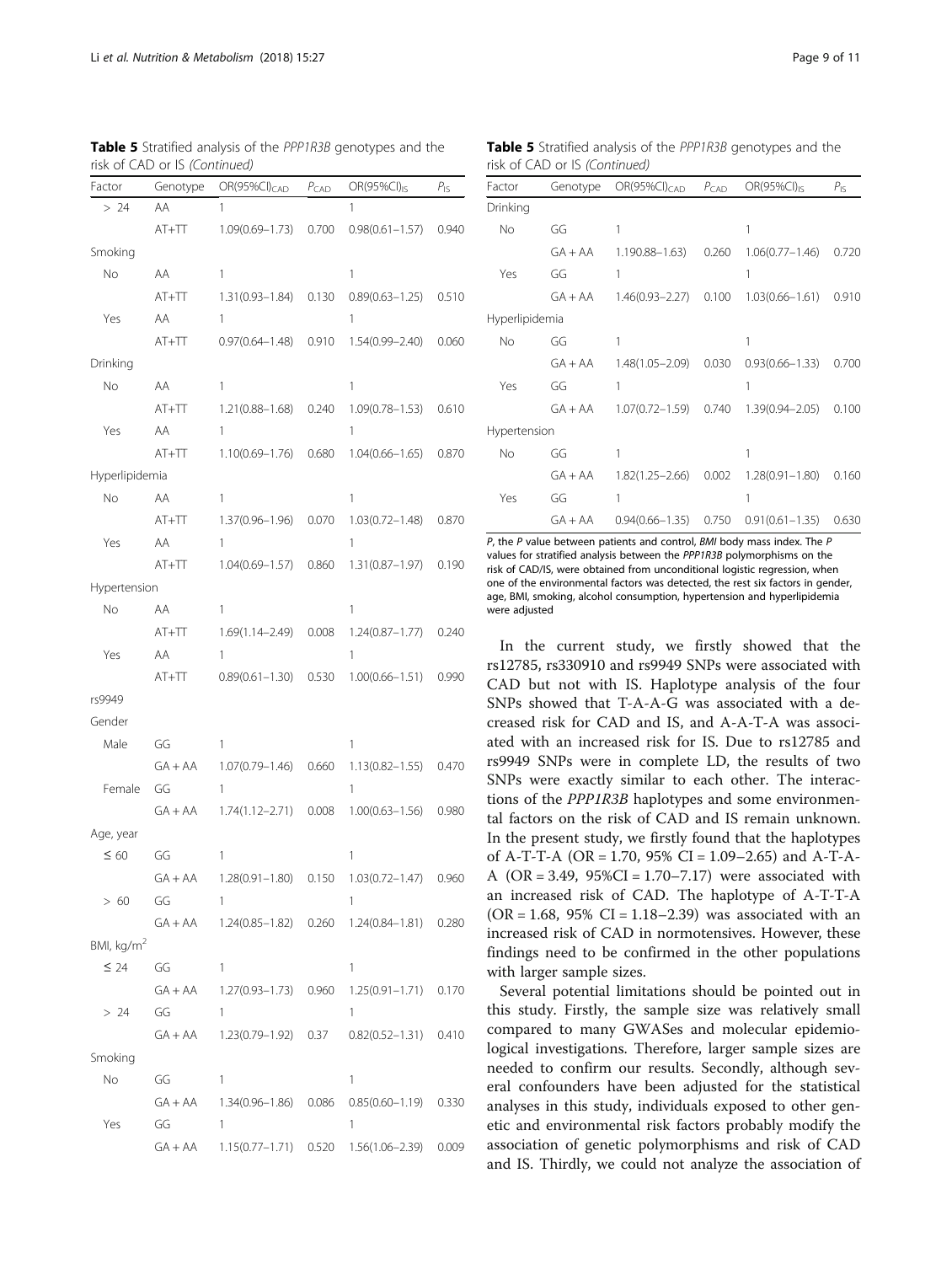**Table 5** Stratified analysis of the *PPP1R3B* genotypes and the risk of CAD or IS *(Continued)*

| Factor | Genotype | $OR(95\%CI)_{CAD}$ | $P_{CAD}$ | $OR(95\%CI)_{IS}$ | $P_{IS}$ |
|---|---|---|---|---|---|
| > 24 | AA | 1 | | 1 | |
| | AT+TT | 1.09(0.69–1.73) | 0.700 | 0.98(0.61–1.57) | 0.940 |
| Smoking | | | | | |
| No | AA | 1 | | 1 | |
| | AT+TT | 1.31(0.93–1.84) | 0.130 | 0.89(0.63–1.25) | 0.510 |
| Yes | AA | 1 | | 1 | |
| | AT+TT | 0.97(0.64–1.48) | 0.910 | 1.54(0.99–2.40) | 0.060 |
| Drinking | | | | | |
| No | AA | 1 | | 1 | |
| | AT+TT | 1.21(0.88–1.68) | 0.240 | 1.09(0.78–1.53) | 0.610 |
| Yes | AA | 1 | | 1 | |
| | AT+TT | 1.10(0.69–1.76) | 0.680 | 1.04(0.66–1.65) | 0.870 |
| Hyperlipidemia | | | | | |
| No | AA | 1 | | 1 | |
| | AT+TT | 1.37(0.96–1.96) | 0.070 | 1.03(0.72–1.48) | 0.870 |
| Yes | AA | 1 | | 1 | |
| | AT+TT | 1.04(0.69–1.57) | 0.860 | 1.31(0.87–1.97) | 0.190 |
| Hypertension | | | | | |
| No | AA | 1 | | 1 | |
| | AT+TT | 1.69(1.14–2.49) | 0.008 | 1.24(0.87–1.77) | 0.240 |
| Yes | AA | 1 | | 1 | |
| | AT+TT | 0.89(0.61–1.30) | 0.530 | 1.00(0.66–1.51) | 0.990 |
| rs9949 | | | | | |
| Gender | | | | | |
| Male | GG | 1 | | 1 | |
| | GA + AA | 1.07(0.79–1.46) | 0.660 | 1.13(0.82–1.55) | 0.470 |
| Female | GG | 1 | | 1 | |
| | GA + AA | 1.74(1.12–2.71) | 0.008 | 1.00(0.63–1.56) | 0.980 |
| Age, year | | | | | |
| ≤ 60 | GG | 1 | | 1 | |
| | GA + AA | 1.28(0.91–1.80) | 0.150 | 1.03(0.72–1.47) | 0.960 |
| > 60 | GG | 1 | | 1 | |
| | GA + AA | 1.24(0.85–1.82) | 0.260 | 1.24(0.84–1.81) | 0.280 |
| BMI, kg/m$^2$ | | | | | |
| ≤ 24 | GG | 1 | | 1 | |
| | GA + AA | 1.27(0.93–1.73) | 0.960 | 1.25(0.91–1.71) | 0.170 |
| > 24 | GG | 1 | | 1 | |
| | GA + AA | 1.23(0.79–1.92) | 0.37 | 0.82(0.52–1.31) | 0.410 |
| Smoking | | | | | |
| No | GG | 1 | | 1 | |
| | GA + AA | 1.34(0.96–1.86) | 0.086 | 0.85(0.60–1.19) | 0.330 |
| Yes | GG | 1 | | 1 | |
| | GA + AA | 1.15(0.77–1.71) | 0.520 | 1.56(1.06–2.39) | 0.009 |
| Drinking | | | | | |
| No | GG | 1 | | 1 | |
| | GA + AA | 1.190.88–1.63) | 0.260 | 1.06(0.77–1.46) | 0.720 |
| Yes | GG | 1 | | 1 | |
| | GA + AA | 1.46(0.93–2.27) | 0.100 | 1.03(0.66–1.61) | 0.910 |
| Hyperlipidemia | | | | | |
| No | GG | 1 | | 1 | |
| | GA + AA | 1.48(1.05–2.09) | 0.030 | 0.93(0.66–1.33) | 0.700 |
| Yes | GG | 1 | | 1 | |
| | GA + AA | 1.07(0.72–1.59) | 0.740 | 1.39(0.94–2.05) | 0.100 |
| Hypertension | | | | | |
| No | GG | 1 | | 1 | |
| | GA + AA | 1.82(1.25–2.66) | 0.002 | 1.28(0.91–1.80) | 0.160 |
| Yes | GG | 1 | | 1 | |
| | GA + AA | 0.94(0.66–1.35) | 0.750 | 0.91(0.61–1.35) | 0.630 |

*P*, the *P* value between patients and control, *BMI* body mass index. The *P* values for stratified analysis between the *PPP1R3B* polymorphisms on the risk of CAD/IS, were obtained from unconditional logistic regression, when one of the environmental factors was detected, the rest six factors in gender, age, BMI, smoking, alcohol consumption, hypertension and hyperlipidemia were adjusted

In the current study, we firstly showed that the rs12785, rs330910 and rs9949 SNPs were associated with CAD but not with IS. Haplotype analysis of the four SNPs showed that T-A-A-G was associated with a decreased risk for CAD and IS, and A-A-T-A was associated with an increased risk for IS. Due to rs12785 and rs9949 SNPs were in complete LD, the results of two SNPs were exactly similar to each other. The interactions of the *PPP1R3B* haplotypes and some environmental factors on the risk of CAD and IS remain unknown. In the present study, we firstly found that the haplotypes of A-T-T-A (OR = 1.70, 95% CI = 1.09–2.65) and A-T-A-A (OR = 3.49, 95%CI = 1.70–7.17) were associated with an increased risk of CAD. The haplotype of A-T-T-A (OR = 1.68, 95% CI = 1.18–2.39) was associated with an increased risk of CAD in normotensives. However, these findings need to be confirmed in the other populations with larger sample sizes.

Several potential limitations should be pointed out in this study. Firstly, the sample size was relatively small compared to many GWASes and molecular epidemiological investigations. Therefore, larger sample sizes are needed to confirm our results. Secondly, although several confounders have been adjusted for the statistical analyses in this study, individuals exposed to other genetic and environmental risk factors probably modify the association of genetic polymorphisms and risk of CAD and IS. Thirdly, we could not analyze the association of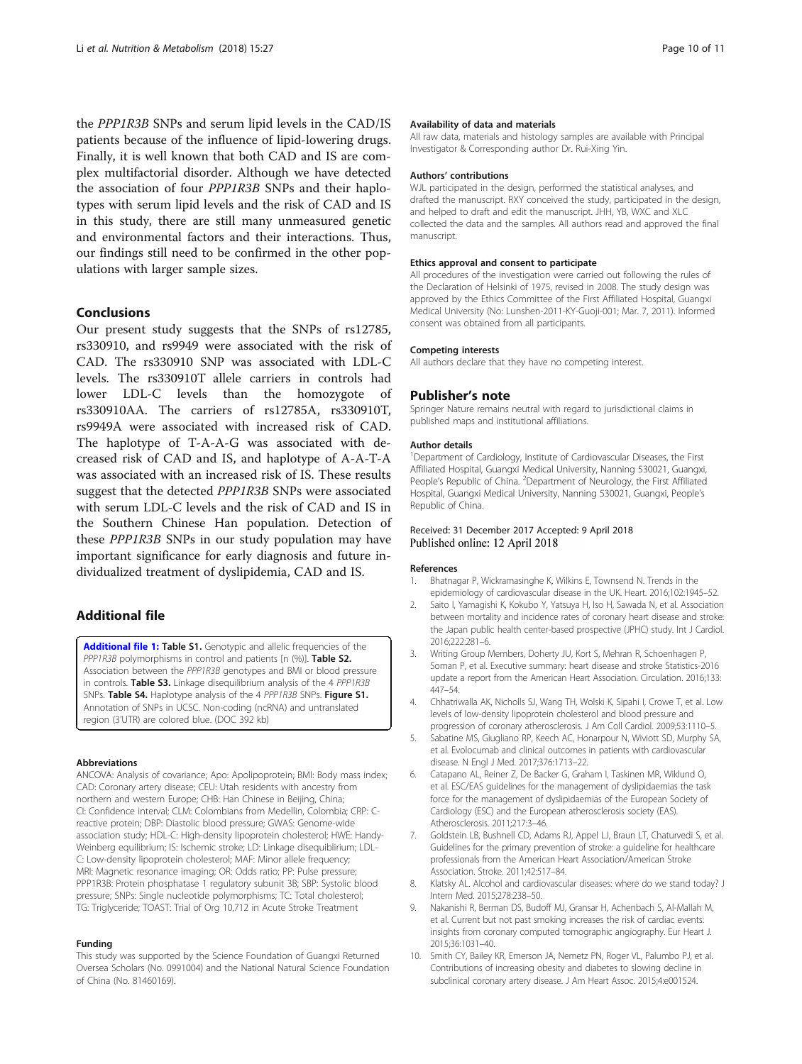the *PPP1R3B* SNPs and serum lipid levels in the CAD/IS patients because of the influence of lipid-lowering drugs. Finally, it is well known that both CAD and IS are complex multifactorial disorder. Although we have detected the association of four *PPP1R3B* SNPs and their haplotypes with serum lipid levels and the risk of CAD and IS in this study, there are still many unmeasured genetic and environmental factors and their interactions. Thus, our findings still need to be confirmed in the other populations with larger sample sizes.

## Conclusions

Our present study suggests that the SNPs of rs12785, rs330910, and rs9949 were associated with the risk of CAD. The rs330910 SNP was associated with LDL-C levels. The rs330910T allele carriers in controls had lower LDL-C levels than the homozygote of rs330910AA. The carriers of rs12785A, rs330910T, rs9949A were associated with increased risk of CAD. The haplotype of T-A-A-G was associated with decreased risk of CAD and IS, and haplotype of A-A-T-A was associated with an increased risk of IS. These results suggest that the detected *PPP1R3B* SNPs were associated with serum LDL-C levels and the risk of CAD and IS in the Southern Chinese Han population. Detection of these *PPP1R3B* SNPs in our study population may have important significance for early diagnosis and future individualized treatment of dyslipidemia, CAD and IS.

## Additional file

**Additional file 1: Table S1.** Genotypic and allelic frequencies of the *PPP1R3B* polymorphisms in control and patients [n (%)]. **Table S2.** Association between the *PPP1R3B* genotypes and BMI or blood pressure in controls. **Table S3.** Linkage disequilibrium analysis of the 4 *PPP1R3B* SNPs. **Table S4.** Haplotype analysis of the 4 *PPP1R3B* SNPs. **Figure S1.** Annotation of SNPs in UCSC. Non-coding (ncRNA) and untranslated region (3'UTR) are colored blue. (DOC 392 kb)

#### Abbreviations

ANCOVA: Analysis of covariance; Apo: Apolipoprotein; BMI: Body mass index; CAD: Coronary artery disease; CEU: Utah residents with ancestry from northern and western Europe; CHB: Han Chinese in Beijing, China; CI: Confidence interval; CLM: Colombians from Medellin, Colombia; CRP: C-reactive protein; DBP: Diastolic blood pressure; GWAS: Genome-wide association study; HDL-C: High-density lipoprotein cholesterol; HWE: Handy-Weinberg equilibrium; IS: Ischemic stroke; LD: Linkage disequiblirium; LDL-C: Low-density lipoprotein cholesterol; MAF: Minor allele frequency; MRI: Magnetic resonance imaging; OR: Odds ratio; PP: Pulse pressure; PPP1R3B: Protein phosphatase 1 regulatory subunit 3B; SBP: Systolic blood pressure; SNPs: Single nucleotide polymorphisms; TC: Total cholesterol; TG: Triglyceride; TOAST: Trial of Org 10,712 in Acute Stroke Treatment

#### Funding

This study was supported by the Science Foundation of Guangxi Returned Oversea Scholars (No. 0991004) and the National Natural Science Foundation of China (No. 81460169).

#### Availability of data and materials

All raw data, materials and histology samples are available with Principal Investigator & Corresponding author Dr. Rui-Xing Yin.

#### Authors' contributions

WJL participated in the design, performed the statistical analyses, and drafted the manuscript. RXY conceived the study, participated in the design, and helped to draft and edit the manuscript. JHH, YB, WXC and XLC collected the data and the samples. All authors read and approved the final manuscript.

#### Ethics approval and consent to participate

All procedures of the investigation were carried out following the rules of the Declaration of Helsinki of 1975, revised in 2008. The study design was approved by the Ethics Committee of the First Affiliated Hospital, Guangxi Medical University (No: Lunshen-2011-KY-Guoji-001; Mar. 7, 2011). Informed consent was obtained from all participants.

#### Competing interests

All authors declare that they have no competing interest.

## Publisher's note

Springer Nature remains neutral with regard to jurisdictional claims in published maps and institutional affiliations.

#### Author details

[1]Department of Cardiology, Institute of Cardiovascular Diseases, the First Affiliated Hospital, Guangxi Medical University, Nanning 530021, Guangxi, People's Republic of China. [2]Department of Neurology, the First Affiliated Hospital, Guangxi Medical University, Nanning 530021, Guangxi, People's Republic of China.

Received: 31 December 2017 Accepted: 9 April 2018
Published online: 12 April 2018

#### References

1. Bhatnagar P, Wickramasinghe K, Wilkins E, Townsend N. Trends in the epidemiology of cardiovascular disease in the UK. Heart. 2016;102:1945–52.
2. Saito I, Yamagishi K, Kokubo Y, Yatsuya H, Iso H, Sawada N, et al. Association between mortality and incidence rates of coronary heart disease and stroke: the Japan public health center-based prospective (JPHC) study. Int J Cardiol. 2016;222:281–6.
3. Writing Group Members, Doherty JU, Kort S, Mehran R, Schoenhagen P, Soman P, et al. Executive summary: heart disease and stroke Statistics-2016 update a report from the American Heart Association. Circulation. 2016;133:447–54.
4. Chhatriwalla AK, Nicholls SJ, Wang TH, Wolski K, Sipahi I, Crowe T, et al. Low levels of low-density lipoprotein cholesterol and blood pressure and progression of coronary atherosclerosis. J Am Coll Cardiol. 2009;53:1110–5.
5. Sabatine MS, Giugliano RP, Keech AC, Honarpour N, Wiviott SD, Murphy SA, et al. Evolocumab and clinical outcomes in patients with cardiovascular disease. N Engl J Med. 2017;376:1713–22.
6. Catapano AL, Reiner Z, De Backer G, Graham I, Taskinen MR, Wiklund O, et al. ESC/EAS guidelines for the management of dyslipidaemias the task force for the management of dyslipidaemias of the European Society of Cardiology (ESC) and the European atherosclerosis society (EAS). Atherosclerosis. 2011;217:3–46.
7. Goldstein LB, Bushnell CD, Adams RJ, Appel LJ, Braun LT, Chaturvedi S, et al. Guidelines for the primary prevention of stroke: a guideline for healthcare professionals from the American Heart Association/American Stroke Association. Stroke. 2011;42:517–84.
8. Klatsky AL. Alcohol and cardiovascular diseases: where do we stand today? J Intern Med. 2015;278:238–50.
9. Nakanishi R, Berman DS, Budoff MJ, Gransar H, Achenbach S, Al-Mallah M, et al. Current but not past smoking increases the risk of cardiac events: insights from coronary computed tomographic angiography. Eur Heart J. 2015;36:1031–40.
10. Smith CY, Bailey KR, Emerson JA, Nemetz PN, Roger VL, Palumbo PJ, et al. Contributions of increasing obesity and diabetes to slowing decline in subclinical coronary artery disease. J Am Heart Assoc. 2015;4:e001524.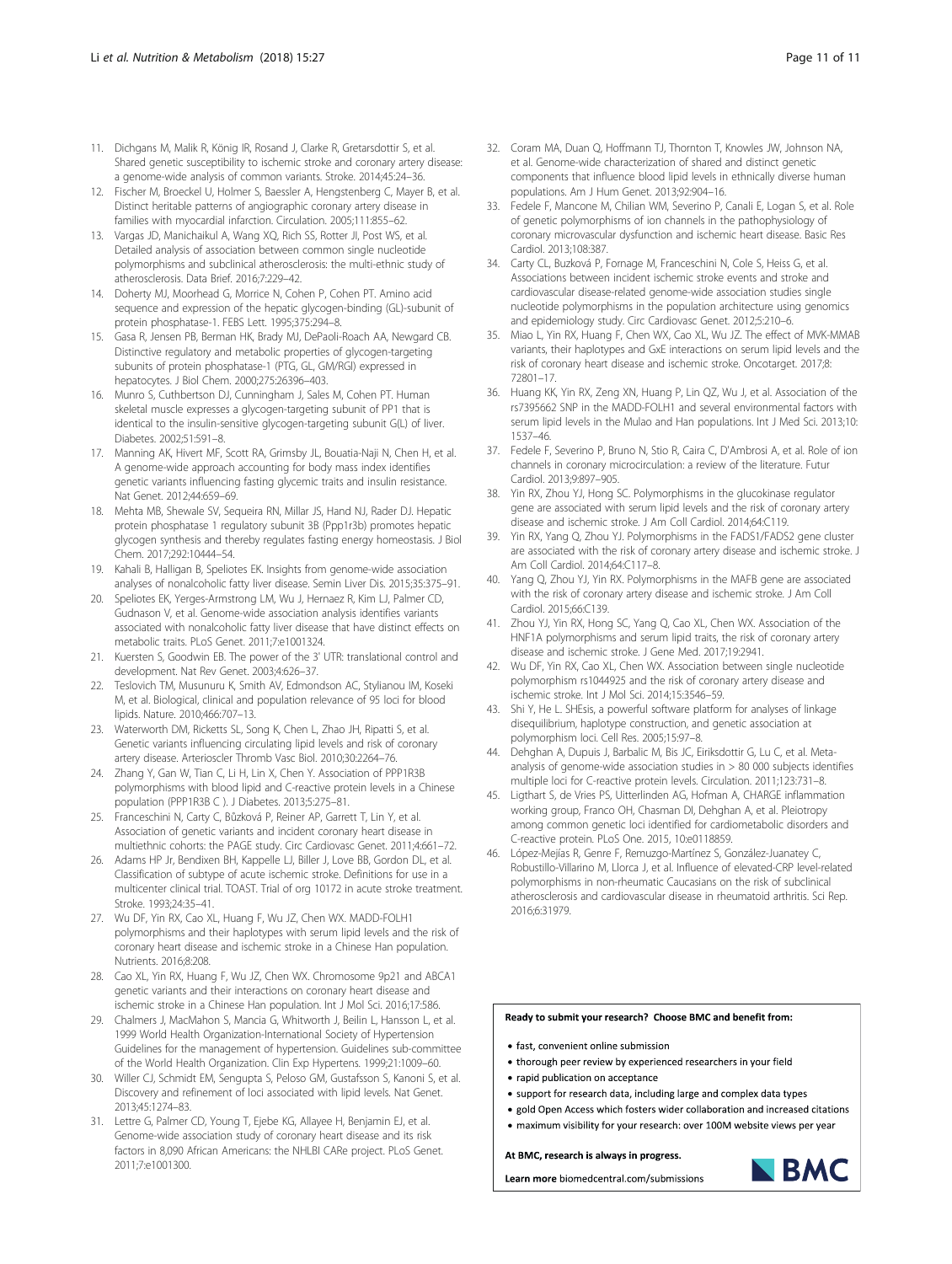11. Dichgans M, Malik R, König IR, Rosand J, Clarke R, Gretarsdottir S, et al. Shared genetic susceptibility to ischemic stroke and coronary artery disease: a genome-wide analysis of common variants. Stroke. 2014;45:24–36.
12. Fischer M, Broeckel U, Holmer S, Baessler A, Hengstenberg C, Mayer B, et al. Distinct heritable patterns of angiographic coronary artery disease in families with myocardial infarction. Circulation. 2005;111:855–62.
13. Vargas JD, Manichaikul A, Wang XQ, Rich SS, Rotter JI, Post WS, et al. Detailed analysis of association between common single nucleotide polymorphisms and subclinical atherosclerosis: the multi-ethnic study of atherosclerosis. Data Brief. 2016;7:229–42.
14. Doherty MJ, Moorhead G, Morrice N, Cohen P, Cohen PT. Amino acid sequence and expression of the hepatic glycogen-binding (GL)-subunit of protein phosphatase-1. FEBS Lett. 1995;375:294–8.
15. Gasa R, Jensen PB, Berman HK, Brady MJ, DePaoli-Roach AA, Newgard CB. Distinctive regulatory and metabolic properties of glycogen-targeting subunits of protein phosphatase-1 (PTG, GL, GM/RGl) expressed in hepatocytes. J Biol Chem. 2000;275:26396–403.
16. Munro S, Cuthbertson DJ, Cunningham J, Sales M, Cohen PT. Human skeletal muscle expresses a glycogen-targeting subunit of PP1 that is identical to the insulin-sensitive glycogen-targeting subunit G(L) of liver. Diabetes. 2002;51:591–8.
17. Manning AK, Hivert MF, Scott RA, Grimsby JL, Bouatia-Naji N, Chen H, et al. A genome-wide approach accounting for body mass index identifies genetic variants influencing fasting glycemic traits and insulin resistance. Nat Genet. 2012;44:659–69.
18. Mehta MB, Shewale SV, Sequeira RN, Millar JS, Hand NJ, Rader DJ. Hepatic protein phosphatase 1 regulatory subunit 3B (Ppp1r3b) promotes hepatic glycogen synthesis and thereby regulates fasting energy homeostasis. J Biol Chem. 2017;292:10444–54.
19. Kahali B, Halligan B, Speliotes EK. Insights from genome-wide association analyses of nonalcoholic fatty liver disease. Semin Liver Dis. 2015;35:375–91.
20. Speliotes EK, Yerges-Armstrong LM, Wu J, Hernaez R, Kim LJ, Palmer CD, Gudnason V, et al. Genome-wide association analysis identifies variants associated with nonalcoholic fatty liver disease that have distinct effects on metabolic traits. PLoS Genet. 2011;7:e1001324.
21. Kuersten S, Goodwin EB. The power of the 3' UTR: translational control and development. Nat Rev Genet. 2003;4:626–37.
22. Teslovich TM, Musunuru K, Smith AV, Edmondson AC, Stylianou IM, Koseki M, et al. Biological, clinical and population relevance of 95 loci for blood lipids. Nature. 2010;466:707–13.
23. Waterworth DM, Ricketts SL, Song K, Chen L, Zhao JH, Ripatti S, et al. Genetic variants influencing circulating lipid levels and risk of coronary artery disease. Arterioscler Thromb Vasc Biol. 2010;30:2264–76.
24. Zhang Y, Gan W, Tian C, Li H, Lin X, Chen Y. Association of PPP1R3B polymorphisms with blood lipid and C-reactive protein levels in a Chinese population (PPP1R3B C ). J Diabetes. 2013;5:275–81.
25. Franceschini N, Carty C, Bůzková P, Reiner AP, Garrett T, Lin Y, et al. Association of genetic variants and incident coronary heart disease in multiethnic cohorts: the PAGE study. Circ Cardiovasc Genet. 2011;4:661–72.
26. Adams HP Jr, Bendixen BH, Kappelle LJ, Biller J, Love BB, Gordon DL, et al. Classification of subtype of acute ischemic stroke. Definitions for use in a multicenter clinical trial. TOAST. Trial of org 10172 in acute stroke treatment. Stroke. 1993;24:35–41.
27. Wu DF, Yin RX, Cao XL, Huang F, Wu JZ, Chen WX. MADD-FOLH1 polymorphisms and their haplotypes with serum lipid levels and the risk of coronary heart disease and ischemic stroke in a Chinese Han population. Nutrients. 2016;8:208.
28. Cao XL, Yin RX, Huang F, Wu JZ, Chen WX. Chromosome 9p21 and ABCA1 genetic variants and their interactions on coronary heart disease and ischemic stroke in a Chinese Han population. Int J Mol Sci. 2016;17:586.
29. Chalmers J, MacMahon S, Mancia G, Whitworth J, Beilin L, Hansson L, et al. 1999 World Health Organization-International Society of Hypertension Guidelines for the management of hypertension. Guidelines sub-committee of the World Health Organization. Clin Exp Hypertens. 1999;21:1009–60.
30. Willer CJ, Schmidt EM, Sengupta S, Peloso GM, Gustafsson S, Kanoni S, et al. Discovery and refinement of loci associated with lipid levels. Nat Genet. 2013;45:1274–83.
31. Lettre G, Palmer CD, Young T, Ejebe KG, Allayee H, Benjamin EJ, et al. Genome-wide association study of coronary heart disease and its risk factors in 8,090 African Americans: the NHLBI CARe project. PLoS Genet. 2011;7:e1001300.
32. Coram MA, Duan Q, Hoffmann TJ, Thornton T, Knowles JW, Johnson NA, et al. Genome-wide characterization of shared and distinct genetic components that influence blood lipid levels in ethnically diverse human populations. Am J Hum Genet. 2013;92:904–16.
33. Fedele F, Mancone M, Chilian WM, Severino P, Canali E, Logan S, et al. Role of genetic polymorphisms of ion channels in the pathophysiology of coronary microvascular dysfunction and ischemic heart disease. Basic Res Cardiol. 2013;108:387.
34. Carty CL, Buzková P, Fornage M, Franceschini N, Cole S, Heiss G, et al. Associations between incident ischemic stroke events and stroke and cardiovascular disease-related genome-wide association studies single nucleotide polymorphisms in the population architecture using genomics and epidemiology study. Circ Cardiovasc Genet. 2012;5:210–6.
35. Miao L, Yin RX, Huang F, Chen WX, Cao XL, Wu JZ. The effect of MVK-MMAB variants, their haplotypes and GxE interactions on serum lipid levels and the risk of coronary heart disease and ischemic stroke. Oncotarget. 2017;8:72801–17.
36. Huang KK, Yin RX, Zeng XN, Huang P, Lin QZ, Wu J, et al. Association of the rs7395662 SNP in the MADD-FOLH1 and several environmental factors with serum lipid levels in the Mulao and Han populations. Int J Med Sci. 2013;10:1537–46.
37. Fedele F, Severino P, Bruno N, Stio R, Caira C, D'Ambrosi A, et al. Role of ion channels in coronary microcirculation: a review of the literature. Futur Cardiol. 2013;9:897–905.
38. Yin RX, Zhou YJ, Hong SC. Polymorphisms in the glucokinase regulator gene are associated with serum lipid levels and the risk of coronary artery disease and ischemic stroke. J Am Coll Cardiol. 2014;64:C119.
39. Yin RX, Yang Q, Zhou YJ. Polymorphisms in the FADS1/FADS2 gene cluster are associated with the risk of coronary artery disease and ischemic stroke. J Am Coll Cardiol. 2014;64:C117–8.
40. Yang Q, Zhou YJ, Yin RX. Polymorphisms in the MAFB gene are associated with the risk of coronary artery disease and ischemic stroke. J Am Coll Cardiol. 2015;66:C139.
41. Zhou YJ, Yin RX, Hong SC, Yang Q, Cao XL, Chen WX. Association of the HNF1A polymorphisms and serum lipid traits, the risk of coronary artery disease and ischemic stroke. J Gene Med. 2017;19:2941.
42. Wu DF, Yin RX, Cao XL, Chen WX. Association between single nucleotide polymorphism rs1044925 and the risk of coronary artery disease and ischemic stroke. Int J Mol Sci. 2014;15:3546–59.
43. Shi Y, He L. SHEsis, a powerful software platform for analyses of linkage disequilibrium, haplotype construction, and genetic association at polymorphism loci. Cell Res. 2005;15:97–8.
44. Dehghan A, Dupuis J, Barbalic M, Bis JC, Eiriksdottir G, Lu C, et al. Meta-analysis of genome-wide association studies in > 80 000 subjects identifies multiple loci for C-reactive protein levels. Circulation. 2011;123:731–8.
45. Ligthart S, de Vries PS, Uitterlinden AG, Hofman A, CHARGE inflammation working group, Franco OH, Chasman DI, Dehghan A, et al. Pleiotropy among common genetic loci identified for cardiometabolic disorders and C-reactive protein. PLoS One. 2015, 10:e0118859.
46. López-Mejías R, Genre F, Remuzgo-Martínez S, González-Juanatey C, Robustillo-Villarino M, Llorca J, et al. Influence of elevated-CRP level-related polymorphisms in non-rheumatic Caucasians on the risk of subclinical atherosclerosis and cardiovascular disease in rheumatoid arthritis. Sci Rep. 2016;6:31979.

**Ready to submit your research? Choose BMC and benefit from:**

- fast, convenient online submission
- thorough peer review by experienced researchers in your field
- rapid publication on acceptance
- support for research data, including large and complex data types
- gold Open Access which fosters wider collaboration and increased citations
- maximum visibility for your research: over 100M website views per year

**At BMC, research is always in progress.**

**Learn more** biomedcentral.com/submissions

BMC